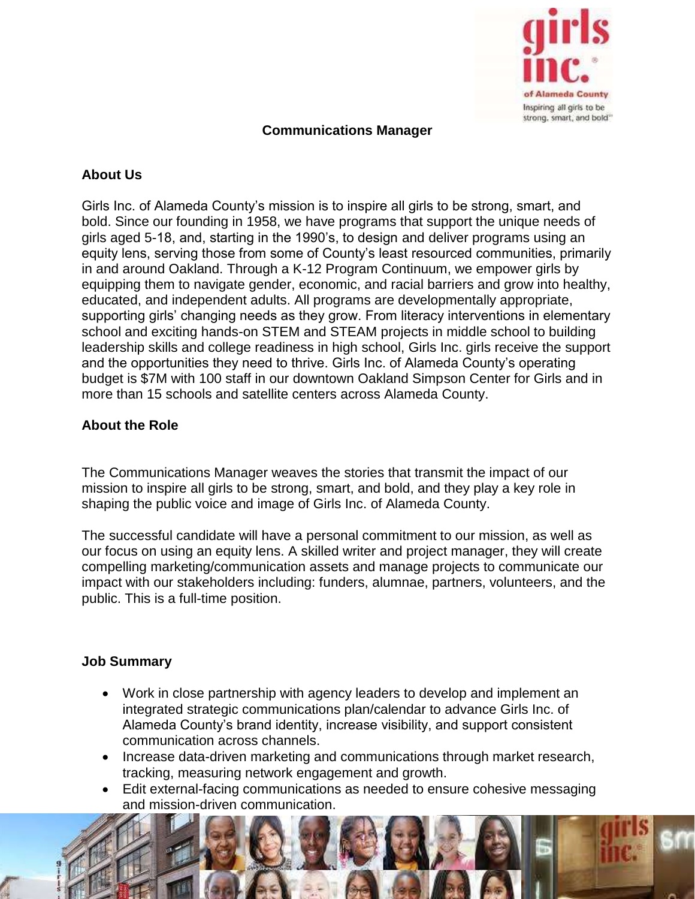# Communications Manager

## About Us

Girls Inc. of Alameda County's mission is to inspire all girls to be strong, smart, and bold. Since our founding in 1958, we have programs that support the unique needs of girls aged 5-18, and, starting in the 1990's, to design and deliver programs using an equity lens, serving those from some of County's least resourced communities, primarily in and around Oakland. Through a K-12 Program Continuum, we empower girls by equipping them to navigate gender, economic, and racial barriers and grow into healthy, educated, and independent adults. All programs are developmentally appropriate, supporting girls' changing needs as they grow. From literacy interventions in elementary school and exciting hands-on STEM and STEAM projects in middle school to building leadership skills and college readiness in high school, Girls Inc. girls receive the support and the opportunities they need to thrive. Girls Inc. of Alameda County's operating budget is $7M with 100 staff in our downtown Oakland Simpson Center for Girls and in more than 15 schools and satellite centers across Alameda County.

## About the Role

The Communications Manager weaves the stories that transmit the impact of our mission to inspire all girls to be strong, smart, and bold, and they play a key role in shaping the public voice and image of Girls Inc. of Alameda County.

The successful candidate will have a personal commitment to our mission, as well as our focus on using an equity lens. A skilled writer and project manager, they will create compelling marketing/communication assets and manage projects to communicate our impact with our stakeholders including: funders, alumnae, partners, volunteers, and the public. This is a full-time position.

## Job Summary

- Work in close partnership with agency leaders to develop and implement an integrated strategic communications plan/calendar to advance Girls Inc. of Alameda County's brand identity, increase visibility, and support consistent communication across channels.
- Increase data-driven marketing and communications through market research, tracking, measuring network engagement and growth.
- Edit external-facing communications as needed to ensure cohesive messaging and mission-driven communication.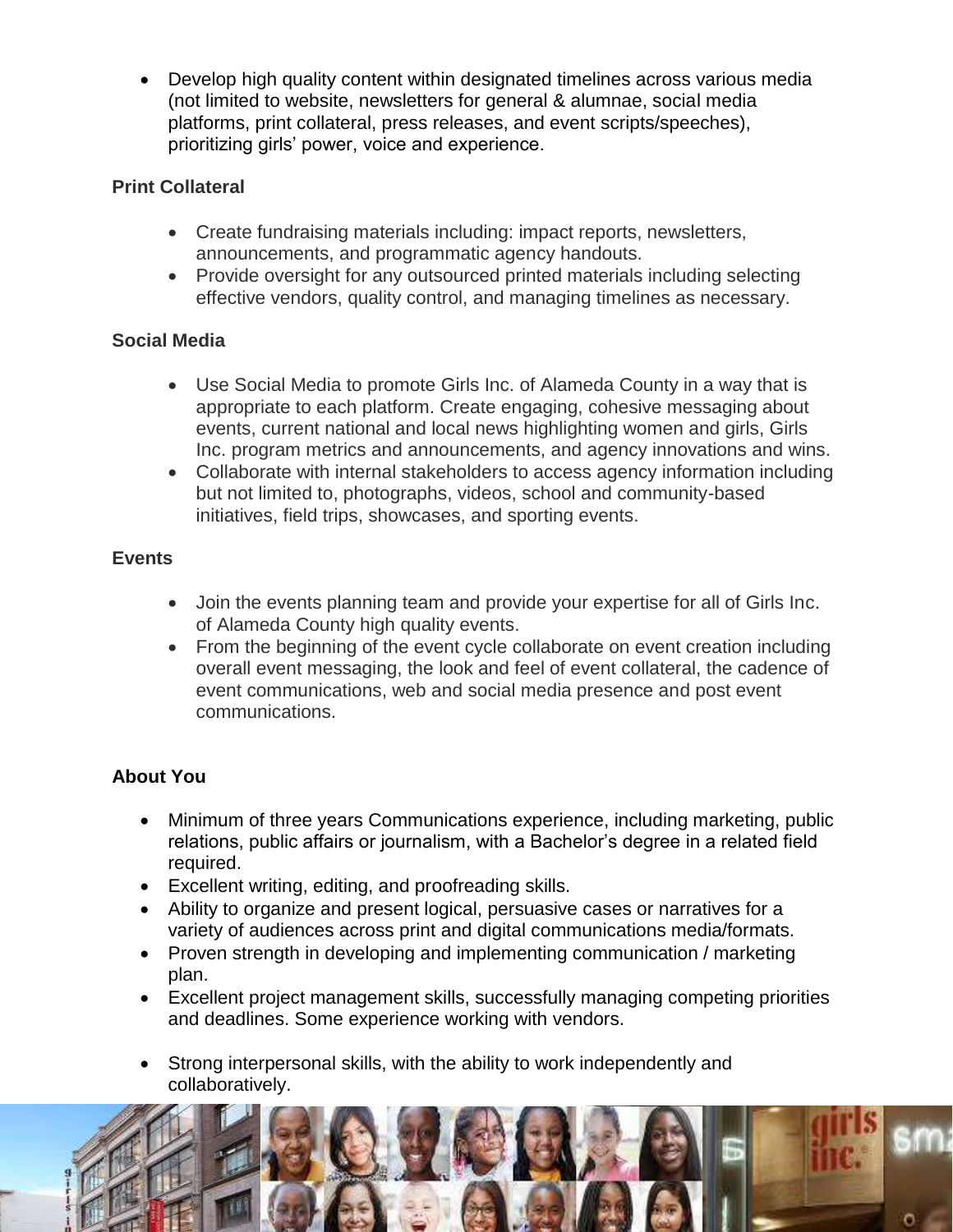- Develop high quality content within designated timelines across various media (not limited to website, newsletters for general & alumnae, social media platforms, print collateral, press releases, and event scripts/speeches), prioritizing girls' power, voice and experience.

**Print Collateral**

- Create fundraising materials including: impact reports, newsletters, announcements, and programmatic agency handouts.
- Provide oversight for any outsourced printed materials including selecting effective vendors, quality control, and managing timelines as necessary.

**Social Media**

- Use Social Media to promote Girls Inc. of Alameda County in a way that is appropriate to each platform. Create engaging, cohesive messaging about events, current national and local news highlighting women and girls, Girls Inc. program metrics and announcements, and agency innovations and wins.
- Collaborate with internal stakeholders to access agency information including but not limited to, photographs, videos, school and community-based initiatives, field trips, showcases, and sporting events.

**Events**

- Join the events planning team and provide your expertise for all of Girls Inc. of Alameda County high quality events.
- From the beginning of the event cycle collaborate on event creation including overall event messaging, the look and feel of event collateral, the cadence of event communications, web and social media presence and post event communications.

**About You**

- Minimum of three years Communications experience, including marketing, public relations, public affairs or journalism, with a Bachelor's degree in a related field required.
- Excellent writing, editing, and proofreading skills.
- Ability to organize and present logical, persuasive cases or narratives for a variety of audiences across print and digital communications media/formats.
- Proven strength in developing and implementing communication / marketing plan.
- Excellent project management skills, successfully managing competing priorities and deadlines. Some experience working with vendors.
- Strong interpersonal skills, with the ability to work independently and collaboratively.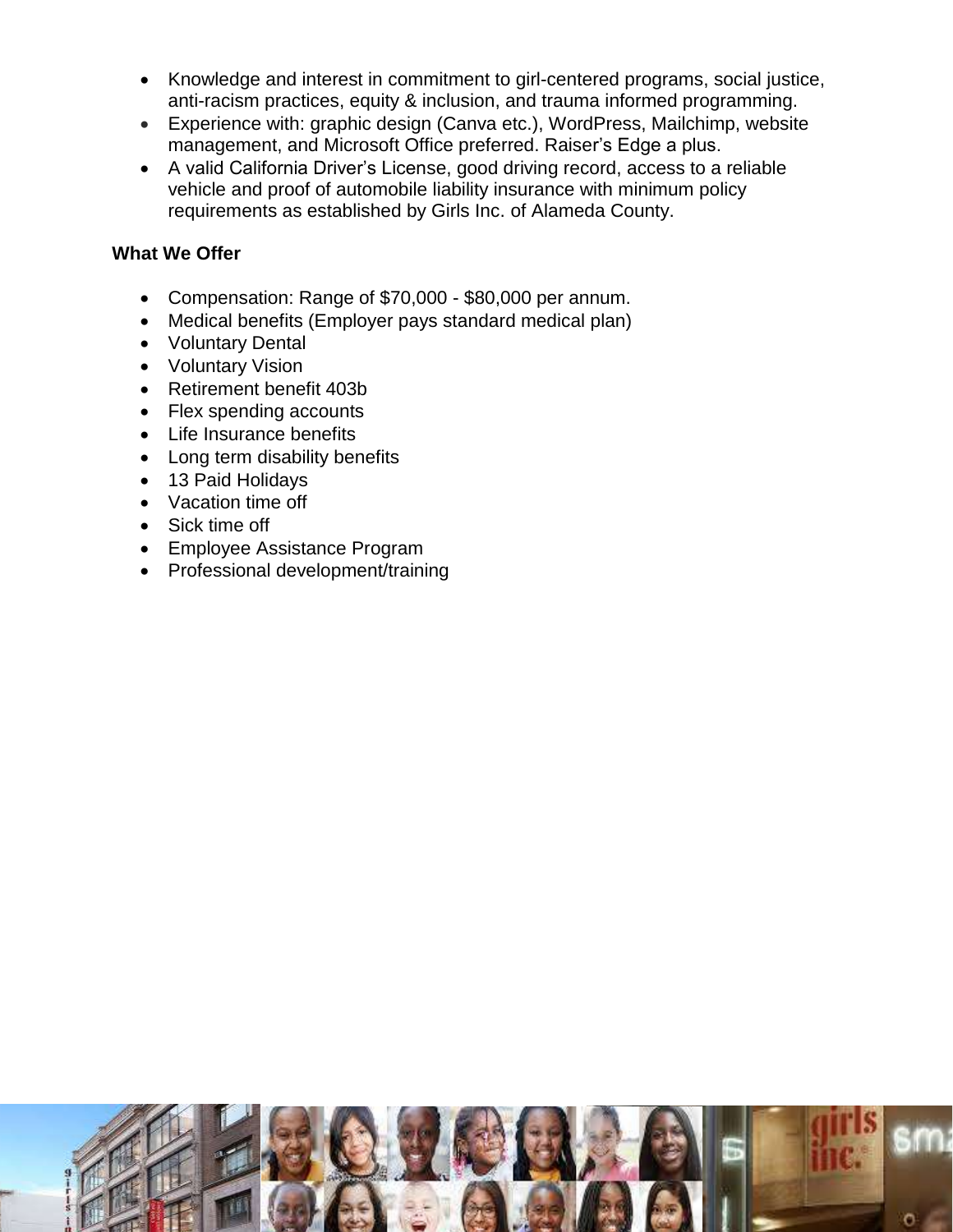- Knowledge and interest in commitment to girl-centered programs, social justice, anti-racism practices, equity & inclusion, and trauma informed programming.
- Experience with: graphic design (Canva etc.), WordPress, Mailchimp, website management, and Microsoft Office preferred. Raiser's Edge a plus.
- A valid California Driver's License, good driving record, access to a reliable vehicle and proof of automobile liability insurance with minimum policy requirements as established by Girls Inc. of Alameda County.

**What We Offer**

- Compensation: Range of $70,000 - $80,000 per annum.
- Medical benefits (Employer pays standard medical plan)
- Voluntary Dental
- Voluntary Vision
- Retirement benefit 403b
- Flex spending accounts
- Life Insurance benefits
- Long term disability benefits
- 13 Paid Holidays
- Vacation time off
- Sick time off
- Employee Assistance Program
- Professional development/training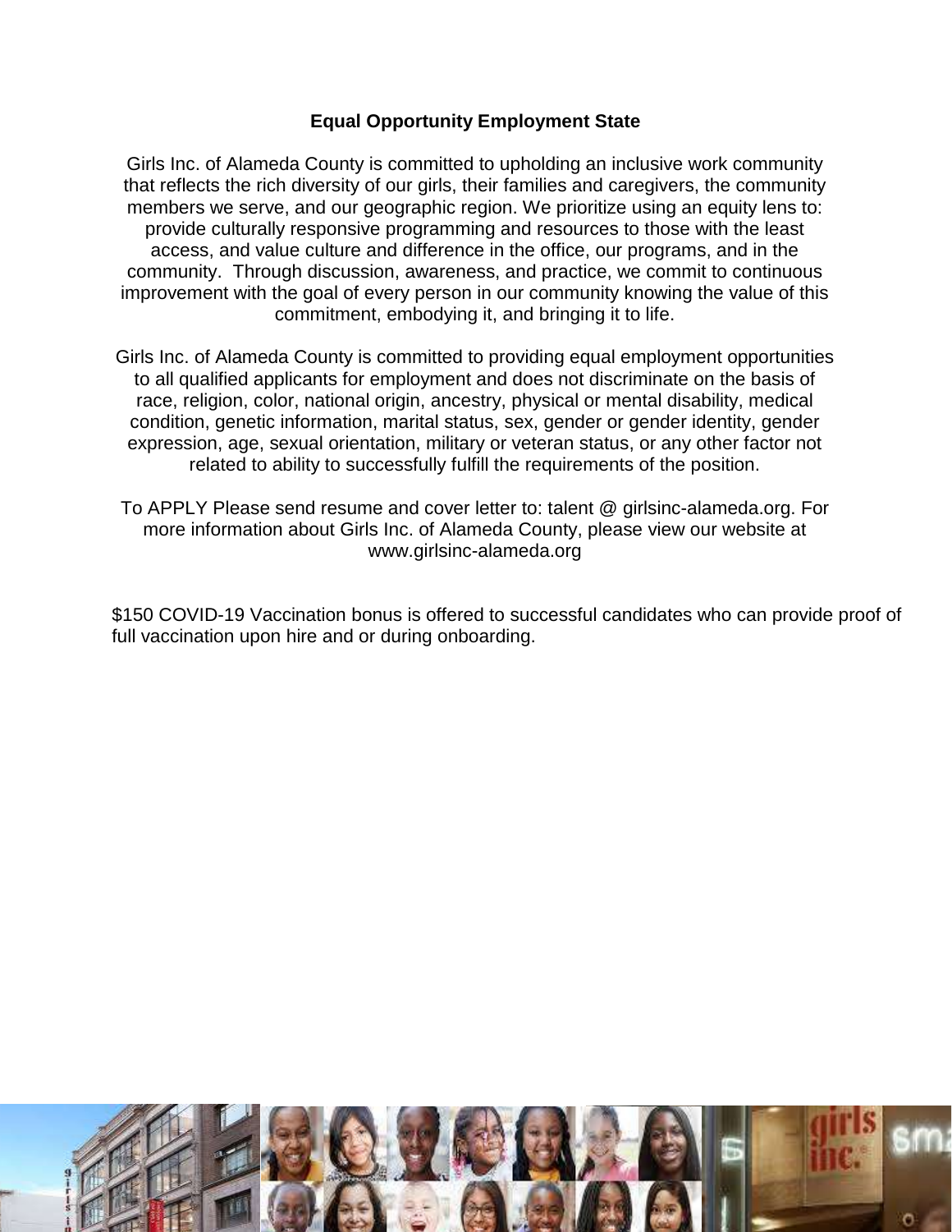**Equal Opportunity Employment State**

Girls Inc. of Alameda County is committed to upholding an inclusive work community that reflects the rich diversity of our girls, their families and caregivers, the community members we serve, and our geographic region. We prioritize using an equity lens to: provide culturally responsive programming and resources to those with the least access, and value culture and difference in the office, our programs, and in the community. Through discussion, awareness, and practice, we commit to continuous improvement with the goal of every person in our community knowing the value of this commitment, embodying it, and bringing it to life.

Girls Inc. of Alameda County is committed to providing equal employment opportunities to all qualified applicants for employment and does not discriminate on the basis of race, religion, color, national origin, ancestry, physical or mental disability, medical condition, genetic information, marital status, sex, gender or gender identity, gender expression, age, sexual orientation, military or veteran status, or any other factor not related to ability to successfully fulfill the requirements of the position.

To APPLY Please send resume and cover letter to: talent @ girlsinc-alameda.org. For more information about Girls Inc. of Alameda County, please view our website at www.girlsinc-alameda.org

$150 COVID-19 Vaccination bonus is offered to successful candidates who can provide proof of full vaccination upon hire and or during onboarding.